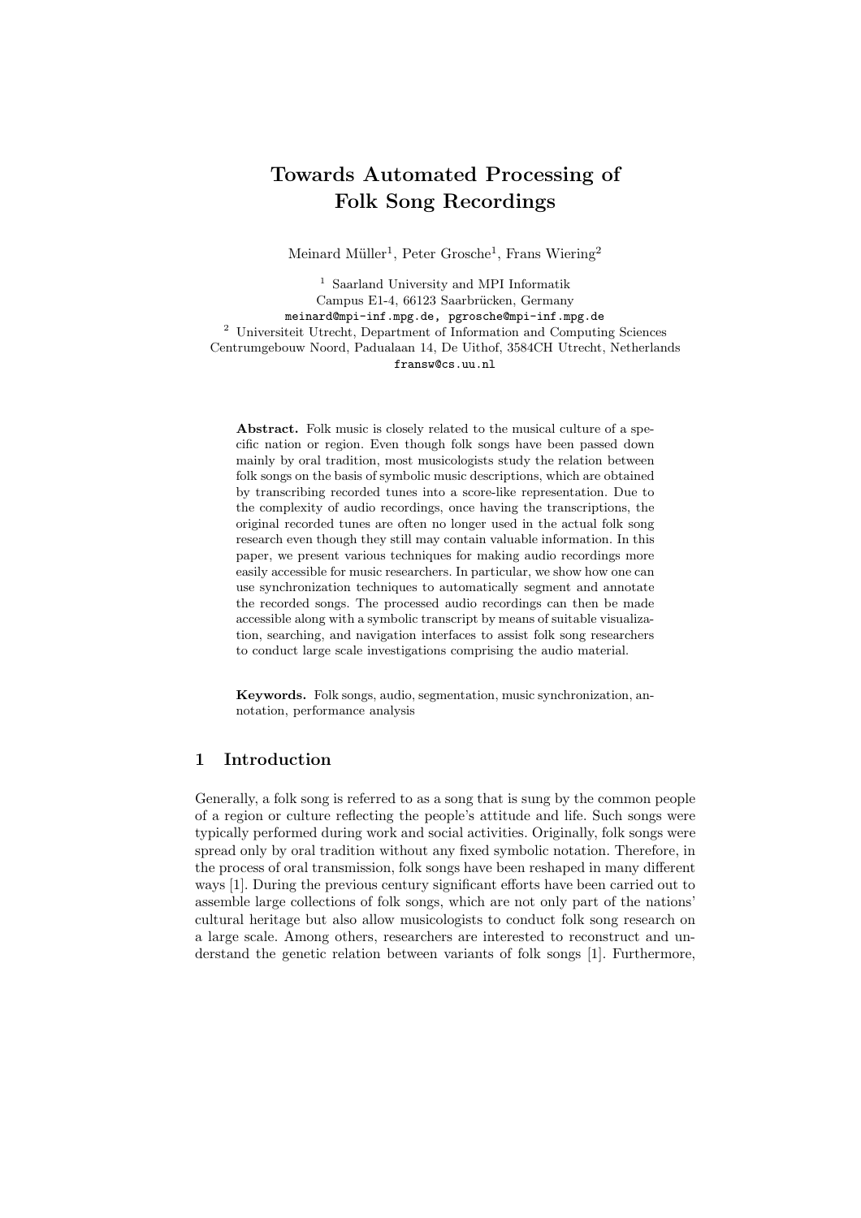# Towards Automated Processing of Folk Song Recordings

Meinard Müller[1], Peter Grosche[1], Frans Wiering[2]

[1] Saarland University and MPI Informatik
Campus E1-4, 66123 Saarbrücken, Germany
meinard@mpi-inf.mpg.de, pgrosche@mpi-inf.mpg.de

[2] Universiteit Utrecht, Department of Information and Computing Sciences
Centrumgebouw Noord, Padualaan 14, De Uithof, 3584CH Utrecht, Netherlands
fransw@cs.uu.nl

**Abstract.** Folk music is closely related to the musical culture of a specific nation or region. Even though folk songs have been passed down mainly by oral tradition, most musicologists study the relation between folk songs on the basis of symbolic music descriptions, which are obtained by transcribing recorded tunes into a score-like representation. Due to the complexity of audio recordings, once having the transcriptions, the original recorded tunes are often no longer used in the actual folk song research even though they still may contain valuable information. In this paper, we present various techniques for making audio recordings more easily accessible for music researchers. In particular, we show how one can use synchronization techniques to automatically segment and annotate the recorded songs. The processed audio recordings can then be made accessible along with a symbolic transcript by means of suitable visualization, searching, and navigation interfaces to assist folk song researchers to conduct large scale investigations comprising the audio material.

**Keywords.** Folk songs, audio, segmentation, music synchronization, annotation, performance analysis

## 1 Introduction

Generally, a folk song is referred to as a song that is sung by the common people of a region or culture reflecting the people's attitude and life. Such songs were typically performed during work and social activities. Originally, folk songs were spread only by oral tradition without any fixed symbolic notation. Therefore, in the process of oral transmission, folk songs have been reshaped in many different ways [1]. During the previous century significant efforts have been carried out to assemble large collections of folk songs, which are not only part of the nations' cultural heritage but also allow musicologists to conduct folk song research on a large scale. Among others, researchers are interested to reconstruct and understand the genetic relation between variants of folk songs [1]. Furthermore,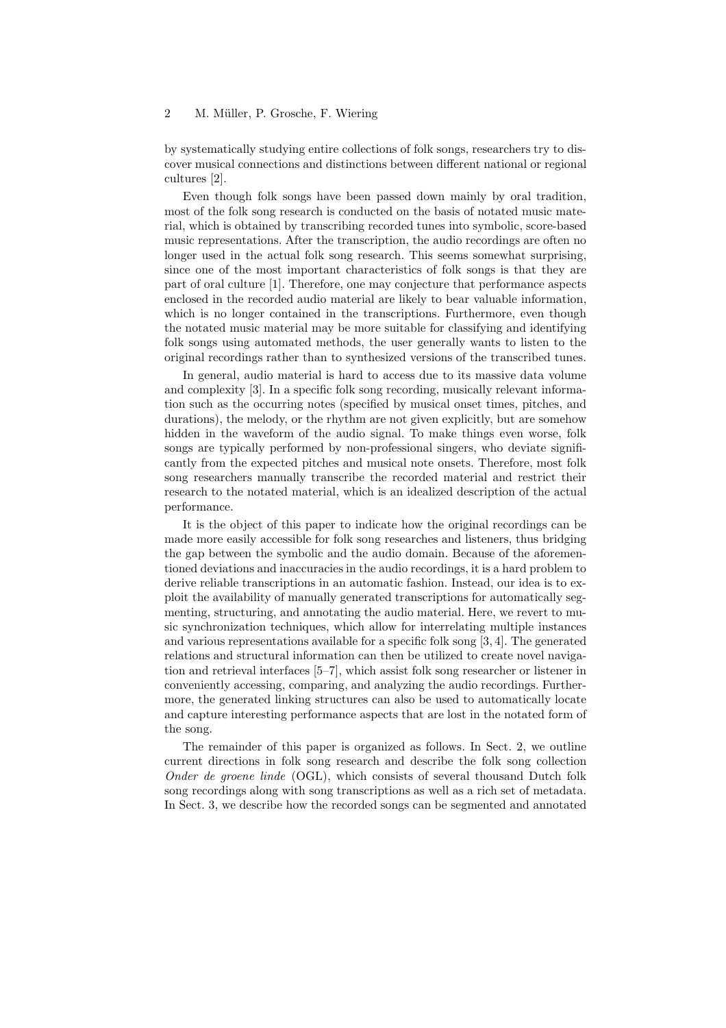by systematically studying entire collections of folk songs, researchers try to discover musical connections and distinctions between different national or regional cultures [2].

Even though folk songs have been passed down mainly by oral tradition, most of the folk song research is conducted on the basis of notated music material, which is obtained by transcribing recorded tunes into symbolic, score-based music representations. After the transcription, the audio recordings are often no longer used in the actual folk song research. This seems somewhat surprising, since one of the most important characteristics of folk songs is that they are part of oral culture [1]. Therefore, one may conjecture that performance aspects enclosed in the recorded audio material are likely to bear valuable information, which is no longer contained in the transcriptions. Furthermore, even though the notated music material may be more suitable for classifying and identifying folk songs using automated methods, the user generally wants to listen to the original recordings rather than to synthesized versions of the transcribed tunes.

In general, audio material is hard to access due to its massive data volume and complexity [3]. In a specific folk song recording, musically relevant information such as the occurring notes (specified by musical onset times, pitches, and durations), the melody, or the rhythm are not given explicitly, but are somehow hidden in the waveform of the audio signal. To make things even worse, folk songs are typically performed by non-professional singers, who deviate significantly from the expected pitches and musical note onsets. Therefore, most folk song researchers manually transcribe the recorded material and restrict their research to the notated material, which is an idealized description of the actual performance.

It is the object of this paper to indicate how the original recordings can be made more easily accessible for folk song researches and listeners, thus bridging the gap between the symbolic and the audio domain. Because of the aforementioned deviations and inaccuracies in the audio recordings, it is a hard problem to derive reliable transcriptions in an automatic fashion. Instead, our idea is to exploit the availability of manually generated transcriptions for automatically segmenting, structuring, and annotating the audio material. Here, we revert to music synchronization techniques, which allow for interrelating multiple instances and various representations available for a specific folk song [3, 4]. The generated relations and structural information can then be utilized to create novel navigation and retrieval interfaces [5–7], which assist folk song researcher or listener in conveniently accessing, comparing, and analyzing the audio recordings. Furthermore, the generated linking structures can also be used to automatically locate and capture interesting performance aspects that are lost in the notated form of the song.

The remainder of this paper is organized as follows. In Sect. 2, we outline current directions in folk song research and describe the folk song collection *Onder de groene linde* (OGL), which consists of several thousand Dutch folk song recordings along with song transcriptions as well as a rich set of metadata. In Sect. 3, we describe how the recorded songs can be segmented and annotated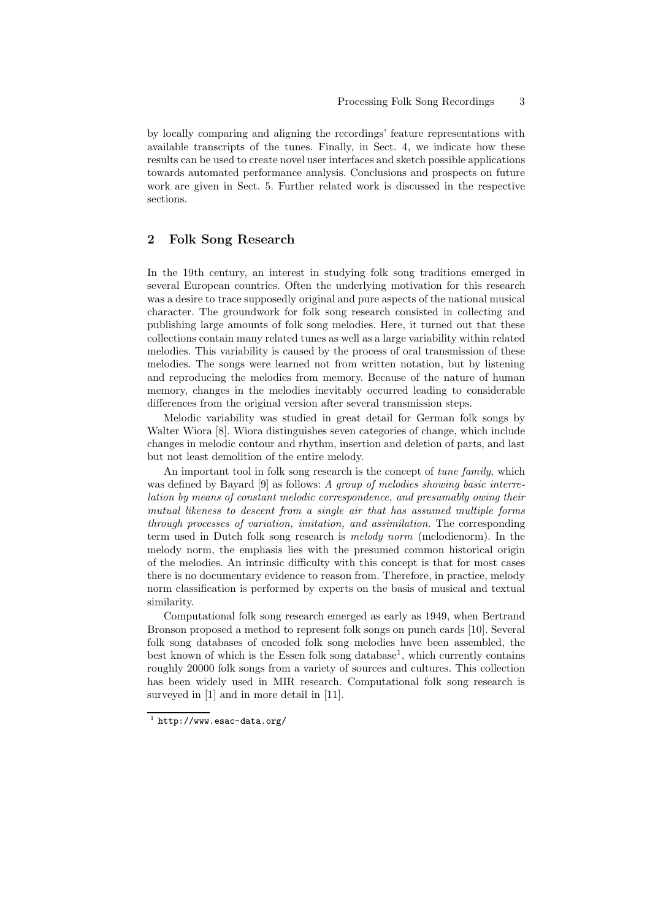by locally comparing and aligning the recordings' feature representations with available transcripts of the tunes. Finally, in Sect. 4, we indicate how these results can be used to create novel user interfaces and sketch possible applications towards automated performance analysis. Conclusions and prospects on future work are given in Sect. 5. Further related work is discussed in the respective sections.

## 2 Folk Song Research

In the 19th century, an interest in studying folk song traditions emerged in several European countries. Often the underlying motivation for this research was a desire to trace supposedly original and pure aspects of the national musical character. The groundwork for folk song research consisted in collecting and publishing large amounts of folk song melodies. Here, it turned out that these collections contain many related tunes as well as a large variability within related melodies. This variability is caused by the process of oral transmission of these melodies. The songs were learned not from written notation, but by listening and reproducing the melodies from memory. Because of the nature of human memory, changes in the melodies inevitably occurred leading to considerable differences from the original version after several transmission steps.

Melodic variability was studied in great detail for German folk songs by Walter Wiora [8]. Wiora distinguishes seven categories of change, which include changes in melodic contour and rhythm, insertion and deletion of parts, and last but not least demolition of the entire melody.

An important tool in folk song research is the concept of *tune family*, which was defined by Bayard [9] as follows: *A group of melodies showing basic interrelation by means of constant melodic correspondence, and presumably owing their mutual likeness to descent from a single air that has assumed multiple forms through processes of variation, imitation, and assimilation*. The corresponding term used in Dutch folk song research is *melody norm* (melodienorm). In the melody norm, the emphasis lies with the presumed common historical origin of the melodies. An intrinsic difficulty with this concept is that for most cases there is no documentary evidence to reason from. Therefore, in practice, melody norm classification is performed by experts on the basis of musical and textual similarity.

Computational folk song research emerged as early as 1949, when Bertrand Bronson proposed a method to represent folk songs on punch cards [10]. Several folk song databases of encoded folk song melodies have been assembled, the best known of which is the Essen folk song database[1], which currently contains roughly 20000 folk songs from a variety of sources and cultures. This collection has been widely used in MIR research. Computational folk song research is surveyed in [1] and in more detail in [11].

[1] http://www.esac-data.org/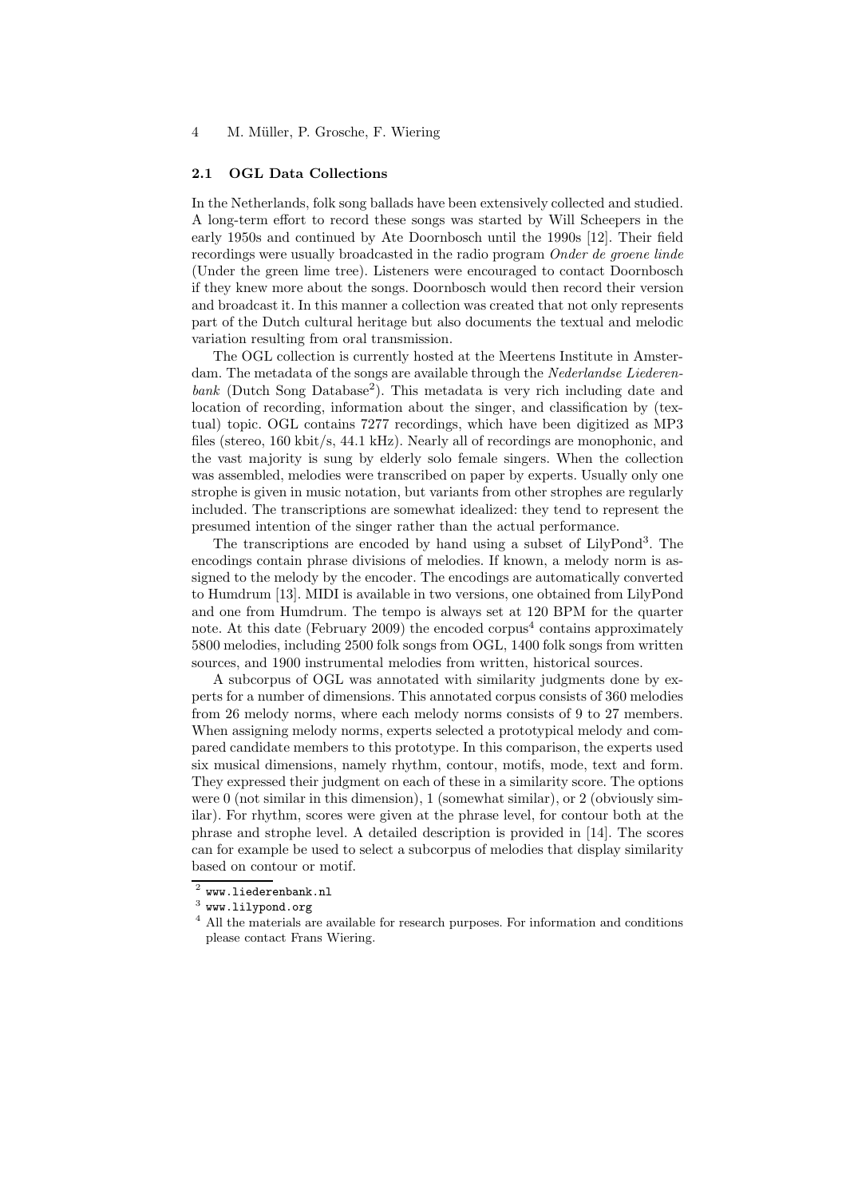### 2.1 OGL Data Collections

In the Netherlands, folk song ballads have been extensively collected and studied. A long-term effort to record these songs was started by Will Scheepers in the early 1950s and continued by Ate Doornbosch until the 1990s [12]. Their field recordings were usually broadcasted in the radio program *Onder de groene linde* (Under the green lime tree). Listeners were encouraged to contact Doornbosch if they knew more about the songs. Doornbosch would then record their version and broadcast it. In this manner a collection was created that not only represents part of the Dutch cultural heritage but also documents the textual and melodic variation resulting from oral transmission.

The OGL collection is currently hosted at the Meertens Institute in Amsterdam. The metadata of the songs are available through the *Nederlandse Liederenbank* (Dutch Song Database[2]). This metadata is very rich including date and location of recording, information about the singer, and classification by (textual) topic. OGL contains 7277 recordings, which have been digitized as MP3 files (stereo, 160 kbit/s, 44.1 kHz). Nearly all of recordings are monophonic, and the vast majority is sung by elderly solo female singers. When the collection was assembled, melodies were transcribed on paper by experts. Usually only one strophe is given in music notation, but variants from other strophes are regularly included. The transcriptions are somewhat idealized: they tend to represent the presumed intention of the singer rather than the actual performance.

The transcriptions are encoded by hand using a subset of LilyPond[3]. The encodings contain phrase divisions of melodies. If known, a melody norm is assigned to the melody by the encoder. The encodings are automatically converted to Humdrum [13]. MIDI is available in two versions, one obtained from LilyPond and one from Humdrum. The tempo is always set at 120 BPM for the quarter note. At this date (February 2009) the encoded corpus[4] contains approximately 5800 melodies, including 2500 folk songs from OGL, 1400 folk songs from written sources, and 1900 instrumental melodies from written, historical sources.

A subcorpus of OGL was annotated with similarity judgments done by experts for a number of dimensions. This annotated corpus consists of 360 melodies from 26 melody norms, where each melody norms consists of 9 to 27 members. When assigning melody norms, experts selected a prototypical melody and compared candidate members to this prototype. In this comparison, the experts used six musical dimensions, namely rhythm, contour, motifs, mode, text and form. They expressed their judgment on each of these in a similarity score. The options were 0 (not similar in this dimension), 1 (somewhat similar), or 2 (obviously similar). For rhythm, scores were given at the phrase level, for contour both at the phrase and strophe level. A detailed description is provided in [14]. The scores can for example be used to select a subcorpus of melodies that display similarity based on contour or motif.

---

[2] `www.liederenbank.nl`

[3] `www.lilypond.org`

[4] All the materials are available for research purposes. For information and conditions please contact Frans Wiering.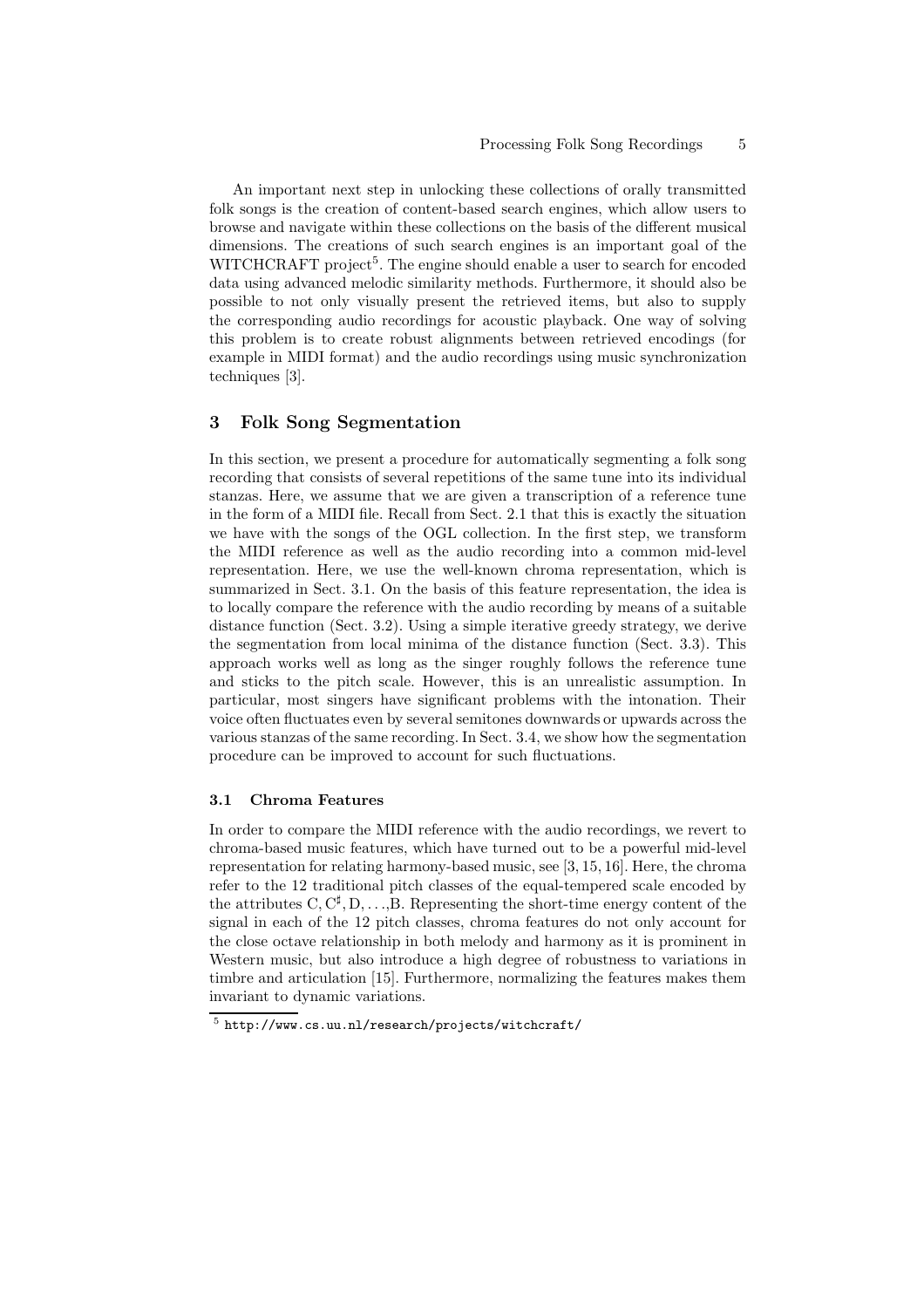An important next step in unlocking these collections of orally transmitted folk songs is the creation of content-based search engines, which allow users to browse and navigate within these collections on the basis of the different musical dimensions. The creations of such search engines is an important goal of the WITCHCRAFT project[5]. The engine should enable a user to search for encoded data using advanced melodic similarity methods. Furthermore, it should also be possible to not only visually present the retrieved items, but also to supply the corresponding audio recordings for acoustic playback. One way of solving this problem is to create robust alignments between retrieved encodings (for example in MIDI format) and the audio recordings using music synchronization techniques [3].

## 3 Folk Song Segmentation

In this section, we present a procedure for automatically segmenting a folk song recording that consists of several repetitions of the same tune into its individual stanzas. Here, we assume that we are given a transcription of a reference tune in the form of a MIDI file. Recall from Sect. 2.1 that this is exactly the situation we have with the songs of the OGL collection. In the first step, we transform the MIDI reference as well as the audio recording into a common mid-level representation. Here, we use the well-known chroma representation, which is summarized in Sect. 3.1. On the basis of this feature representation, the idea is to locally compare the reference with the audio recording by means of a suitable distance function (Sect. 3.2). Using a simple iterative greedy strategy, we derive the segmentation from local minima of the distance function (Sect. 3.3). This approach works well as long as the singer roughly follows the reference tune and sticks to the pitch scale. However, this is an unrealistic assumption. In particular, most singers have significant problems with the intonation. Their voice often fluctuates even by several semitones downwards or upwards across the various stanzas of the same recording. In Sect. 3.4, we show how the segmentation procedure can be improved to account for such fluctuations.

### 3.1 Chroma Features

In order to compare the MIDI reference with the audio recordings, we revert to chroma-based music features, which have turned out to be a powerful mid-level representation for relating harmony-based music, see [3, 15, 16]. Here, the chroma refer to the 12 traditional pitch classes of the equal-tempered scale encoded by the attributes C, C$^\sharp$, D, ...,B. Representing the short-time energy content of the signal in each of the 12 pitch classes, chroma features do not only account for the close octave relationship in both melody and harmony as it is prominent in Western music, but also introduce a high degree of robustness to variations in timbre and articulation [15]. Furthermore, normalizing the features makes them invariant to dynamic variations.

[5] http://www.cs.uu.nl/research/projects/witchcraft/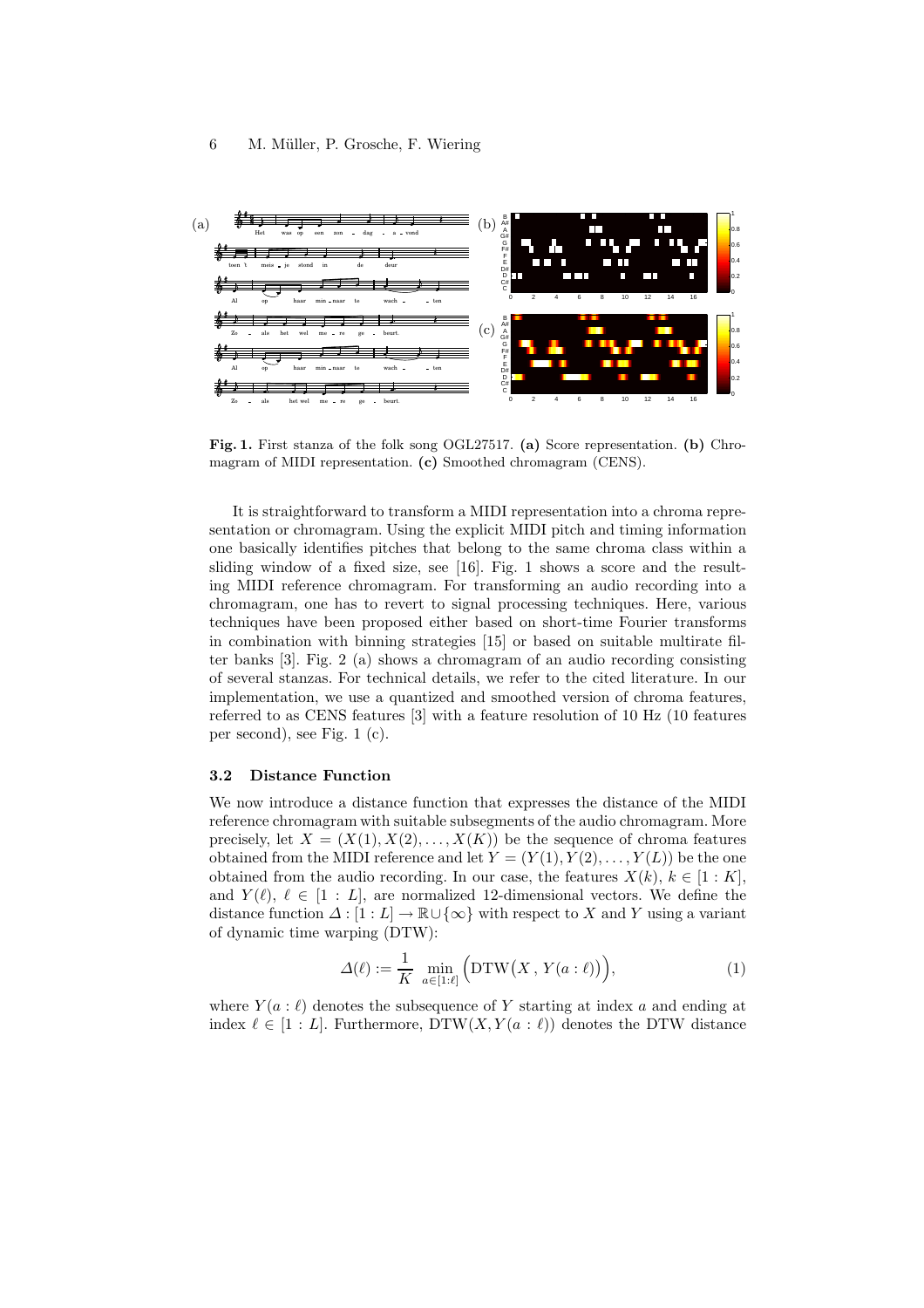**Fig. 1.** First stanza of the folk song OGL27517. **(a)** Score representation. **(b)** Chromagram of MIDI representation. **(c)** Smoothed chromagram (CENS).

It is straightforward to transform a MIDI representation into a chroma representation or chromagram. Using the explicit MIDI pitch and timing information one basically identifies pitches that belong to the same chroma class within a sliding window of a fixed size, see [16]. Fig. 1 shows a score and the resulting MIDI reference chromagram. For transforming an audio recording into a chromagram, one has to revert to signal processing techniques. Here, various techniques have been proposed either based on short-time Fourier transforms in combination with binning strategies [15] or based on suitable multirate filter banks [3]. Fig. 2 (a) shows a chromagram of an audio recording consisting of several stanzas. For technical details, we refer to the cited literature. In our implementation, we use a quantized and smoothed version of chroma features, referred to as CENS features [3] with a feature resolution of 10 Hz (10 features per second), see Fig. 1 (c).

### 3.2 Distance Function

We now introduce a distance function that expresses the distance of the MIDI reference chromagram with suitable subsegments of the audio chromagram. More precisely, let $X = (X(1), X(2), \ldots, X(K))$ be the sequence of chroma features obtained from the MIDI reference and let $Y = (Y(1), Y(2), \ldots, Y(L))$ be the one obtained from the audio recording. In our case, the features $X(k)$, $k \in [1 : K]$, and $Y(\ell)$, $\ell \in [1 : L]$, are normalized 12-dimensional vectors. We define the distance function $\Delta : [1 : L] \to \mathbb{R} \cup \{\infty\}$ with respect to $X$ and $Y$ using a variant of dynamic time warping (DTW):

$$\Delta(\ell) := \frac{1}{K} \min_{a \in [1:\ell]} \Big( \mathrm{DTW}\big(X \,,\, Y(a : \ell)\big) \Big), \tag{1}$$

where $Y(a : \ell)$ denotes the subsequence of $Y$ starting at index $a$ and ending at index $\ell \in [1 : L]$. Furthermore, $\mathrm{DTW}(X, Y(a : \ell))$ denotes the DTW distance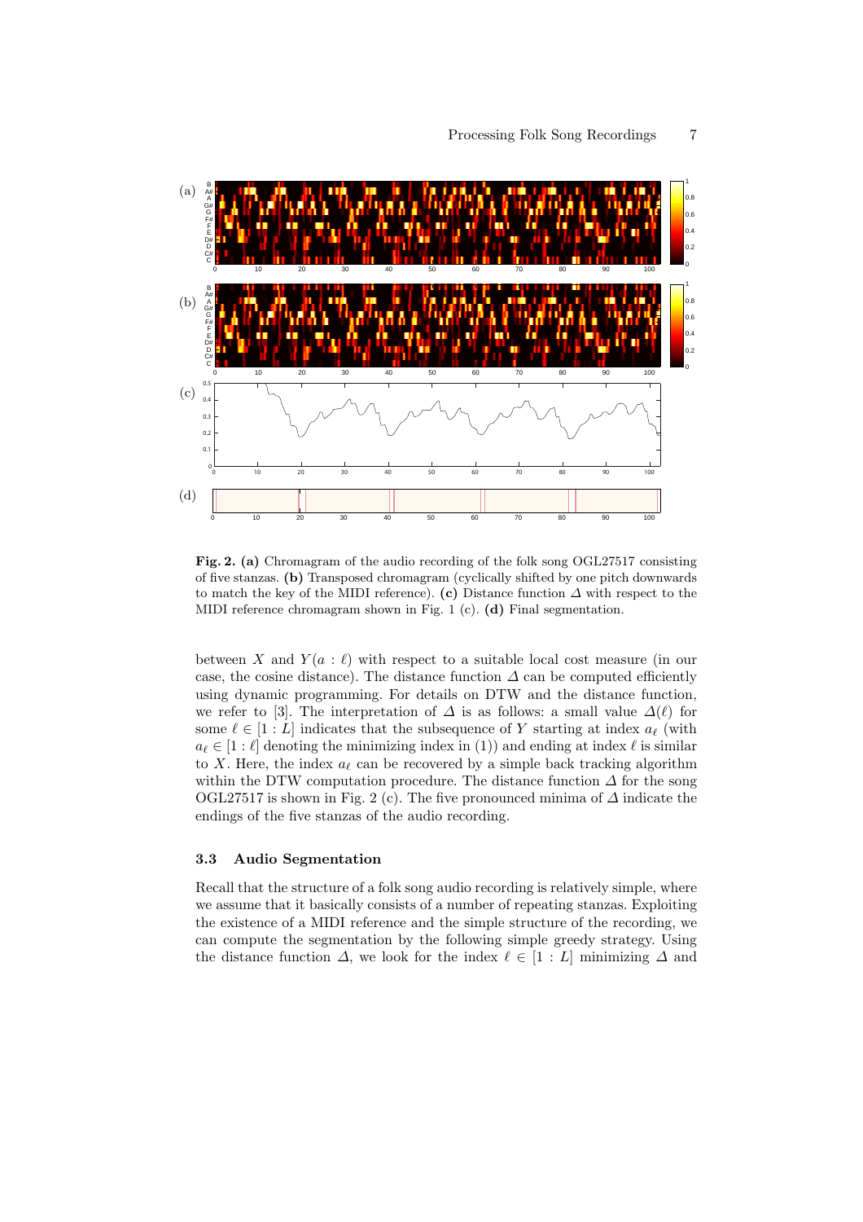**Fig. 2. (a)** Chromagram of the audio recording of the folk song OGL27517 consisting of five stanzas. **(b)** Transposed chromagram (cyclically shifted by one pitch downwards to match the key of the MIDI reference). **(c)** Distance function $\Delta$ with respect to the MIDI reference chromagram shown in Fig. 1 (c). **(d)** Final segmentation.

between $X$ and $Y(a : \ell)$ with respect to a suitable local cost measure (in our case, the cosine distance). The distance function $\Delta$ can be computed efficiently using dynamic programming. For details on DTW and the distance function, we refer to [3]. The interpretation of $\Delta$ is as follows: a small value $\Delta(\ell)$ for some $\ell \in [1 : L]$ indicates that the subsequence of $Y$ starting at index $a_\ell$ (with $a_\ell \in [1 : \ell]$ denoting the minimizing index in (1)) and ending at index $\ell$ is similar to $X$. Here, the index $a_\ell$ can be recovered by a simple back tracking algorithm within the DTW computation procedure. The distance function $\Delta$ for the song OGL27517 is shown in Fig. 2 (c). The five pronounced minima of $\Delta$ indicate the endings of the five stanzas of the audio recording.

### 3.3 Audio Segmentation

Recall that the structure of a folk song audio recording is relatively simple, where we assume that it basically consists of a number of repeating stanzas. Exploiting the existence of a MIDI reference and the simple structure of the recording, we can compute the segmentation by the following simple greedy strategy. Using the distance function $\Delta$, we look for the index $\ell \in [1 : L]$ minimizing $\Delta$ and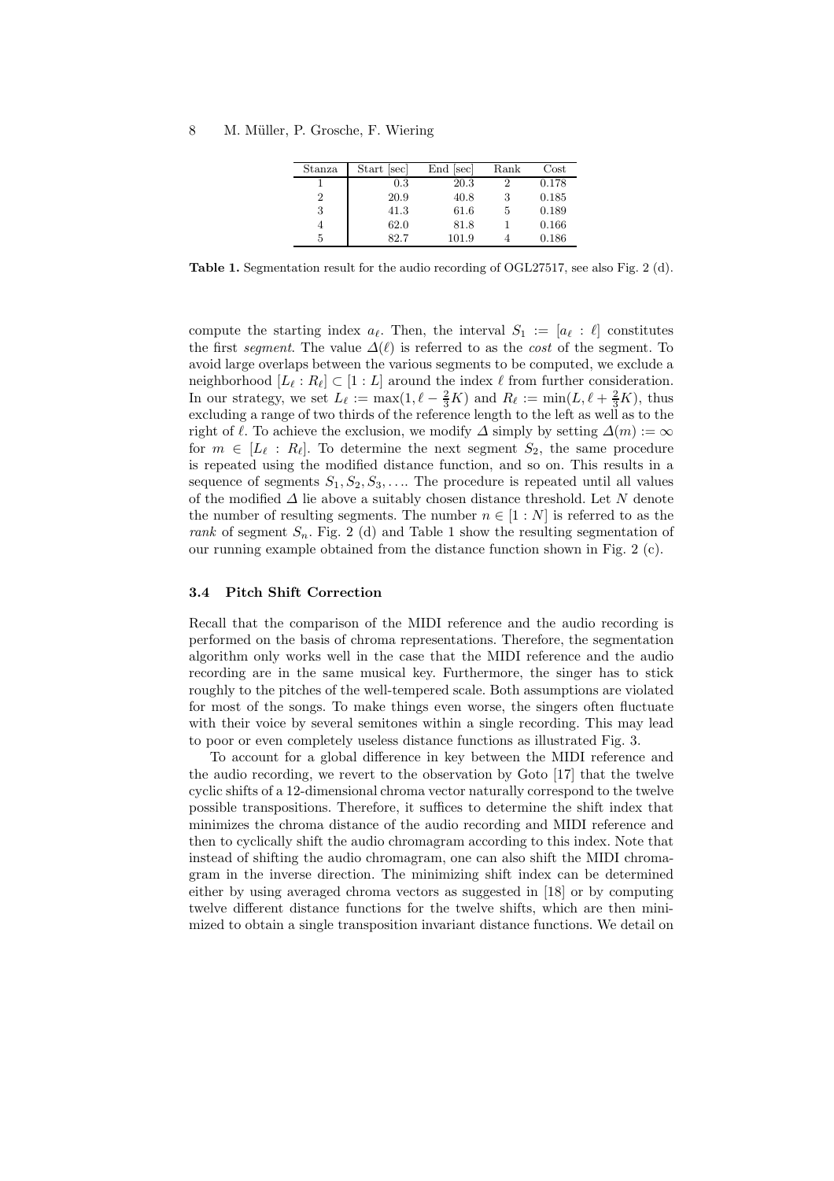| Stanza | Start [sec] | End [sec] | Rank | Cost |
|---|---|---|---|---|
| 1 | 0.3 | 20.3 | 2 | 0.178 |
| 2 | 20.9 | 40.8 | 3 | 0.185 |
| 3 | 41.3 | 61.6 | 5 | 0.189 |
| 4 | 62.0 | 81.8 | 1 | 0.166 |
| 5 | 82.7 | 101.9 | 4 | 0.186 |

**Table 1.** Segmentation result for the audio recording of OGL27517, see also Fig. 2 (d).

compute the starting index $a_\ell$. Then, the interval $S_1 := [a_\ell : \ell]$ constitutes the first *segment*. The value $\Delta(\ell)$ is referred to as the *cost* of the segment. To avoid large overlaps between the various segments to be computed, we exclude a neighborhood $[L_\ell : R_\ell] \subset [1 : L]$ around the index $\ell$ from further consideration. In our strategy, we set $L_\ell := \max(1, \ell - \frac{2}{3}K)$ and $R_\ell := \min(L, \ell + \frac{2}{3}K)$, thus excluding a range of two thirds of the reference length to the left as well as to the right of $\ell$. To achieve the exclusion, we modify $\Delta$ simply by setting $\Delta(m) := \infty$ for $m \in [L_\ell : R_\ell]$. To determine the next segment $S_2$, the same procedure is repeated using the modified distance function, and so on. This results in a sequence of segments $S_1, S_2, S_3, \ldots$. The procedure is repeated until all values of the modified $\Delta$ lie above a suitably chosen distance threshold. Let $N$ denote the number of resulting segments. The number $n \in [1 : N]$ is referred to as the *rank* of segment $S_n$. Fig. 2 (d) and Table 1 show the resulting segmentation of our running example obtained from the distance function shown in Fig. 2 (c).

### 3.4 Pitch Shift Correction

Recall that the comparison of the MIDI reference and the audio recording is performed on the basis of chroma representations. Therefore, the segmentation algorithm only works well in the case that the MIDI reference and the audio recording are in the same musical key. Furthermore, the singer has to stick roughly to the pitches of the well-tempered scale. Both assumptions are violated for most of the songs. To make things even worse, the singers often fluctuate with their voice by several semitones within a single recording. This may lead to poor or even completely useless distance functions as illustrated Fig. 3.

To account for a global difference in key between the MIDI reference and the audio recording, we revert to the observation by Goto [17] that the twelve cyclic shifts of a 12-dimensional chroma vector naturally correspond to the twelve possible transpositions. Therefore, it suffices to determine the shift index that minimizes the chroma distance of the audio recording and MIDI reference and then to cyclically shift the audio chromagram according to this index. Note that instead of shifting the audio chromagram, one can also shift the MIDI chromagram in the inverse direction. The minimizing shift index can be determined either by using averaged chroma vectors as suggested in [18] or by computing twelve different distance functions for the twelve shifts, which are then minimized to obtain a single transposition invariant distance functions. We detail on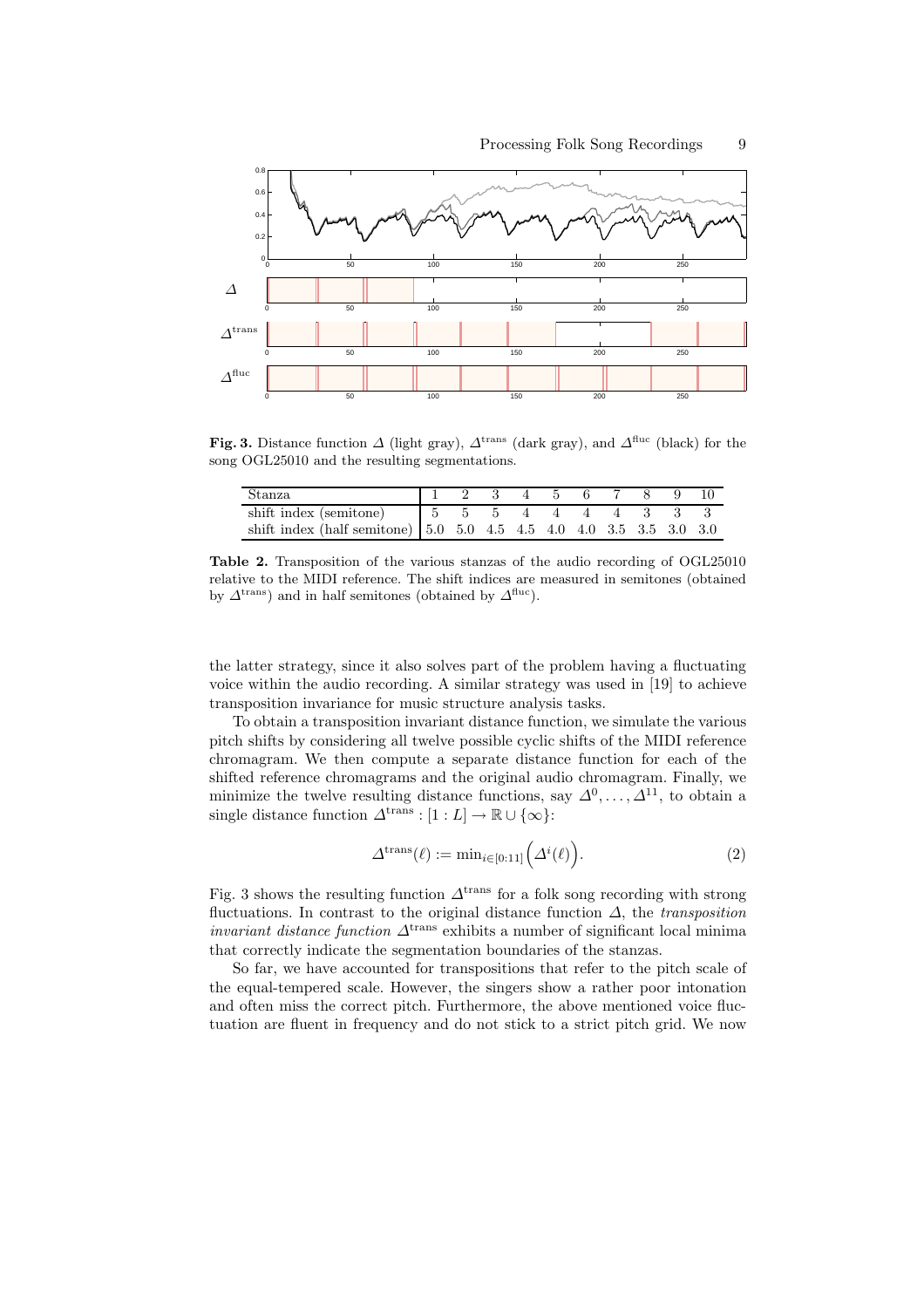**Fig. 3.** Distance function $\Delta$ (light gray), $\Delta^{\text{trans}}$ (dark gray), and $\Delta^{\text{fluc}}$ (black) for the song OGL25010 and the resulting segmentations.

| Stanza | 1 | 2 | 3 | 4 | 5 | 6 | 7 | 8 | 9 | 10 |
|---|---|---|---|---|---|---|---|---|---|---|
| shift index (semitone) | 5 | 5 | 5 | 4 | 4 | 4 | 4 | 3 | 3 | 3 |
| shift index (half semitone) | 5.0 | 5.0 | 4.5 | 4.5 | 4.0 | 4.0 | 3.5 | 3.5 | 3.0 | 3.0 |

**Table 2.** Transposition of the various stanzas of the audio recording of OGL25010 relative to the MIDI reference. The shift indices are measured in semitones (obtained by $\Delta^{\text{trans}}$) and in half semitones (obtained by $\Delta^{\text{fluc}}$).

the latter strategy, since it also solves part of the problem having a fluctuating voice within the audio recording. A similar strategy was used in [19] to achieve transposition invariance for music structure analysis tasks.

To obtain a transposition invariant distance function, we simulate the various pitch shifts by considering all twelve possible cyclic shifts of the MIDI reference chromagram. We then compute a separate distance function for each of the shifted reference chromagrams and the original audio chromagram. Finally, we minimize the twelve resulting distance functions, say $\Delta^0, \ldots, \Delta^{11}$, to obtain a single distance function $\Delta^{\text{trans}} : [1 : L] \to \mathbb{R} \cup \{\infty\}$:

$$\Delta^{\text{trans}}(\ell) := \min_{i \in [0:11]} \Big( \Delta^i(\ell) \Big). \tag{2}$$

Fig. 3 shows the resulting function $\Delta^{\text{trans}}$ for a folk song recording with strong fluctuations. In contrast to the original distance function $\Delta$, the *transposition invariant distance function* $\Delta^{\text{trans}}$ exhibits a number of significant local minima that correctly indicate the segmentation boundaries of the stanzas.

So far, we have accounted for transpositions that refer to the pitch scale of the equal-tempered scale. However, the singers show a rather poor intonation and often miss the correct pitch. Furthermore, the above mentioned voice fluctuation are fluent in frequency and do not stick to a strict pitch grid. We now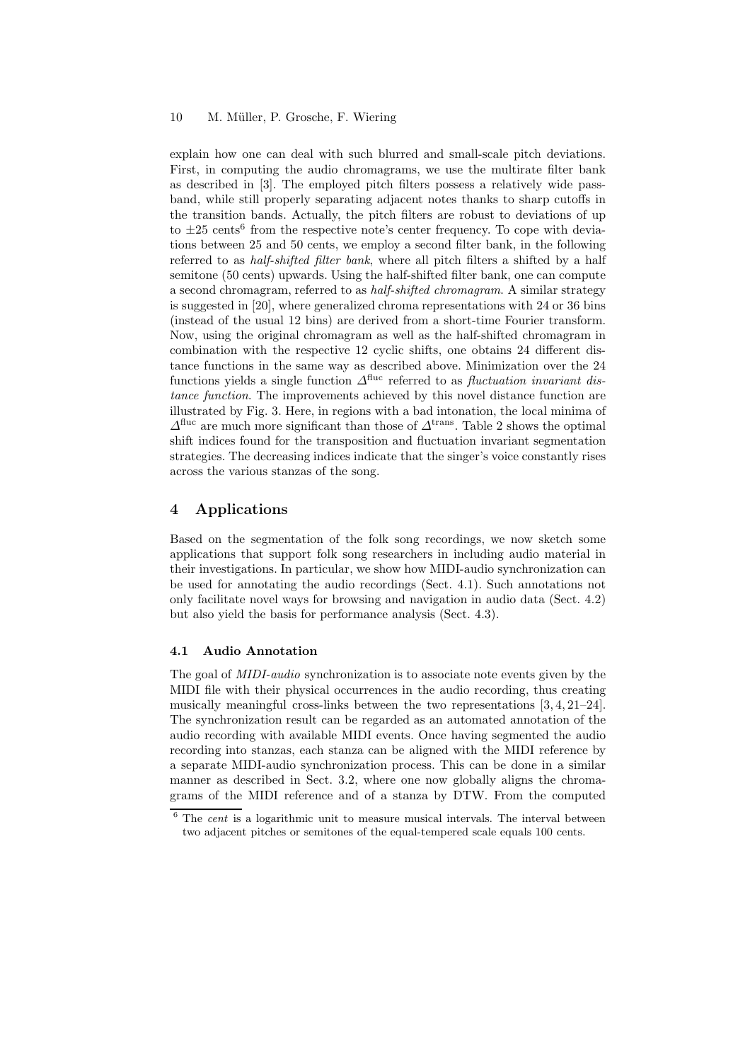explain how one can deal with such blurred and small-scale pitch deviations. First, in computing the audio chromagrams, we use the multirate filter bank as described in [3]. The employed pitch filters possess a relatively wide passband, while still properly separating adjacent notes thanks to sharp cutoffs in the transition bands. Actually, the pitch filters are robust to deviations of up to $\pm 25$ cents[6] from the respective note's center frequency. To cope with deviations between 25 and 50 cents, we employ a second filter bank, in the following referred to as *half-shifted filter bank*, where all pitch filters a shifted by a half semitone (50 cents) upwards. Using the half-shifted filter bank, one can compute a second chromagram, referred to as *half-shifted chromagram*. A similar strategy is suggested in [20], where generalized chroma representations with 24 or 36 bins (instead of the usual 12 bins) are derived from a short-time Fourier transform. Now, using the original chromagram as well as the half-shifted chromagram in combination with the respective 12 cyclic shifts, one obtains 24 different distance functions in the same way as described above. Minimization over the 24 functions yields a single function $\Delta^{\mathrm{fluc}}$ referred to as *fluctuation invariant distance function*. The improvements achieved by this novel distance function are illustrated by Fig. 3. Here, in regions with a bad intonation, the local minima of $\Delta^{\mathrm{fluc}}$ are much more significant than those of $\Delta^{\mathrm{trans}}$. Table 2 shows the optimal shift indices found for the transposition and fluctuation invariant segmentation strategies. The decreasing indices indicate that the singer's voice constantly rises across the various stanzas of the song.

## 4 Applications

Based on the segmentation of the folk song recordings, we now sketch some applications that support folk song researchers in including audio material in their investigations. In particular, we show how MIDI-audio synchronization can be used for annotating the audio recordings (Sect. 4.1). Such annotations not only facilitate novel ways for browsing and navigation in audio data (Sect. 4.2) but also yield the basis for performance analysis (Sect. 4.3).

### 4.1 Audio Annotation

The goal of *MIDI-audio* synchronization is to associate note events given by the MIDI file with their physical occurrences in the audio recording, thus creating musically meaningful cross-links between the two representations [3, 4, 21–24]. The synchronization result can be regarded as an automated annotation of the audio recording with available MIDI events. Once having segmented the audio recording into stanzas, each stanza can be aligned with the MIDI reference by a separate MIDI-audio synchronization process. This can be done in a similar manner as described in Sect. 3.2, where one now globally aligns the chromagrams of the MIDI reference and of a stanza by DTW. From the computed

[6] The *cent* is a logarithmic unit to measure musical intervals. The interval between two adjacent pitches or semitones of the equal-tempered scale equals 100 cents.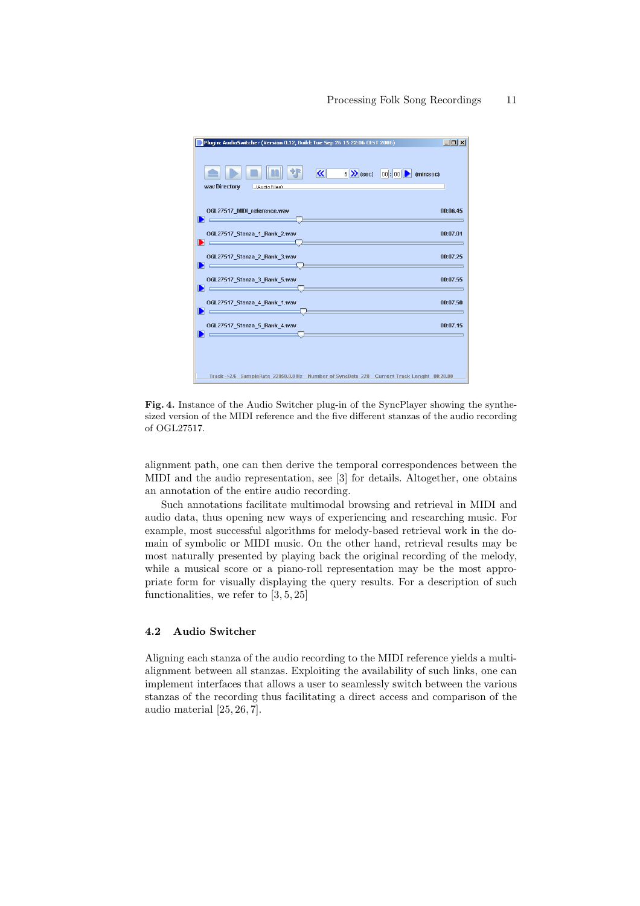**Fig. 4.** Instance of the Audio Switcher plug-in of the SyncPlayer showing the synthesized version of the MIDI reference and the five different stanzas of the audio recording of OGL27517.

alignment path, one can then derive the temporal correspondences between the MIDI and the audio representation, see [3] for details. Altogether, one obtains an annotation of the entire audio recording.

Such annotations facilitate multimodal browsing and retrieval in MIDI and audio data, thus opening new ways of experiencing and researching music. For example, most successful algorithms for melody-based retrieval work in the domain of symbolic or MIDI music. On the other hand, retrieval results may be most naturally presented by playing back the original recording of the melody, while a musical score or a piano-roll representation may be the most appropriate form for visually displaying the query results. For a description of such functionalities, we refer to [3, 5, 25]

### 4.2 Audio Switcher

Aligning each stanza of the audio recording to the MIDI reference yields a multi-alignment between all stanzas. Exploiting the availability of such links, one can implement interfaces that allows a user to seamlessly switch between the various stanzas of the recording thus facilitating a direct access and comparison of the audio material [25, 26, 7].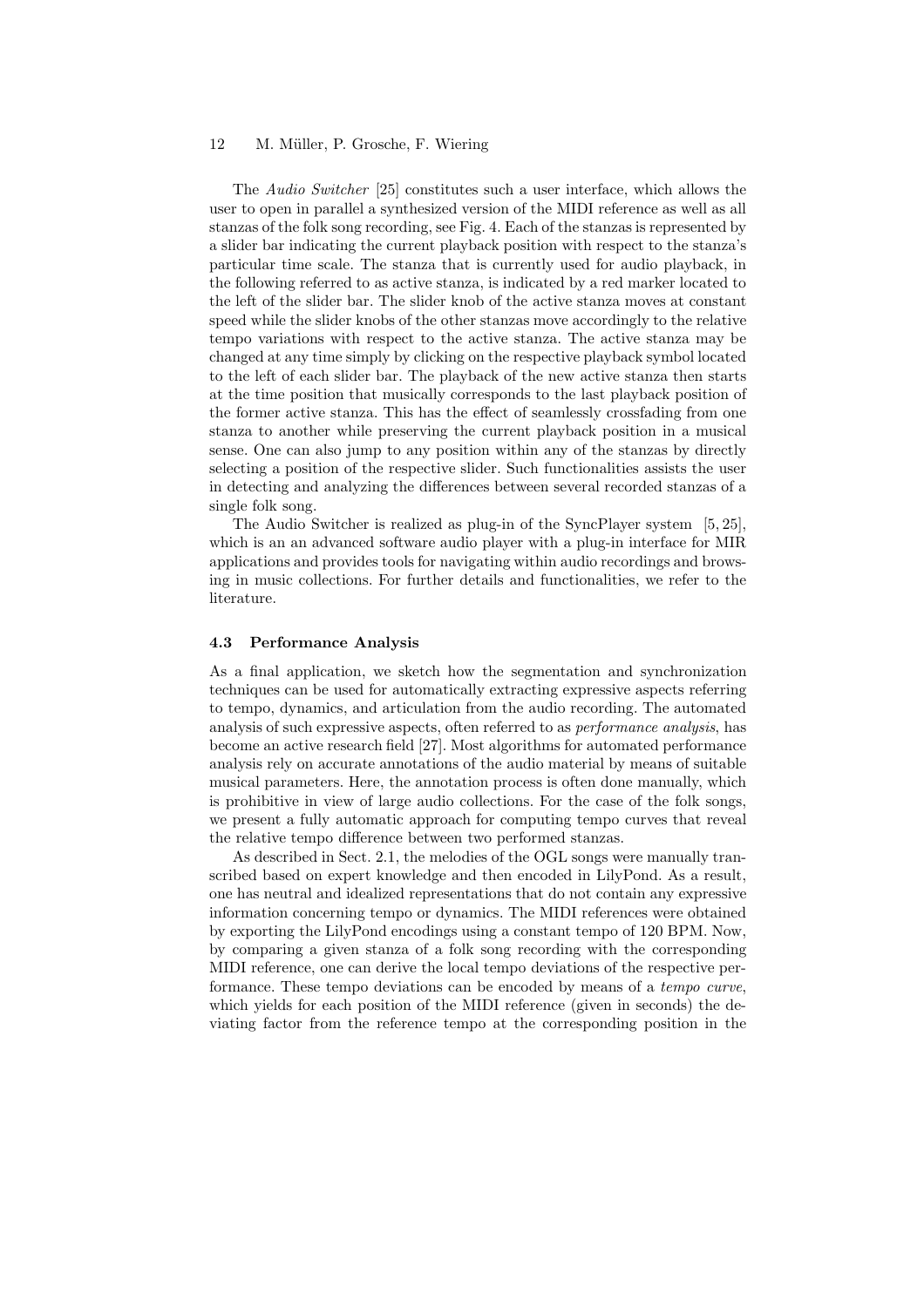The *Audio Switcher* [25] constitutes such a user interface, which allows the user to open in parallel a synthesized version of the MIDI reference as well as all stanzas of the folk song recording, see Fig. 4. Each of the stanzas is represented by a slider bar indicating the current playback position with respect to the stanza's particular time scale. The stanza that is currently used for audio playback, in the following referred to as active stanza, is indicated by a red marker located to the left of the slider bar. The slider knob of the active stanza moves at constant speed while the slider knobs of the other stanzas move accordingly to the relative tempo variations with respect to the active stanza. The active stanza may be changed at any time simply by clicking on the respective playback symbol located to the left of each slider bar. The playback of the new active stanza then starts at the time position that musically corresponds to the last playback position of the former active stanza. This has the effect of seamlessly crossfading from one stanza to another while preserving the current playback position in a musical sense. One can also jump to any position within any of the stanzas by directly selecting a position of the respective slider. Such functionalities assists the user in detecting and analyzing the differences between several recorded stanzas of a single folk song.

The Audio Switcher is realized as plug-in of the SyncPlayer system [5, 25], which is an an advanced software audio player with a plug-in interface for MIR applications and provides tools for navigating within audio recordings and browsing in music collections. For further details and functionalities, we refer to the literature.

### 4.3 Performance Analysis

As a final application, we sketch how the segmentation and synchronization techniques can be used for automatically extracting expressive aspects referring to tempo, dynamics, and articulation from the audio recording. The automated analysis of such expressive aspects, often referred to as *performance analysis*, has become an active research field [27]. Most algorithms for automated performance analysis rely on accurate annotations of the audio material by means of suitable musical parameters. Here, the annotation process is often done manually, which is prohibitive in view of large audio collections. For the case of the folk songs, we present a fully automatic approach for computing tempo curves that reveal the relative tempo difference between two performed stanzas.

As described in Sect. 2.1, the melodies of the OGL songs were manually transcribed based on expert knowledge and then encoded in LilyPond. As a result, one has neutral and idealized representations that do not contain any expressive information concerning tempo or dynamics. The MIDI references were obtained by exporting the LilyPond encodings using a constant tempo of 120 BPM. Now, by comparing a given stanza of a folk song recording with the corresponding MIDI reference, one can derive the local tempo deviations of the respective performance. These tempo deviations can be encoded by means of a *tempo curve*, which yields for each position of the MIDI reference (given in seconds) the deviating factor from the reference tempo at the corresponding position in the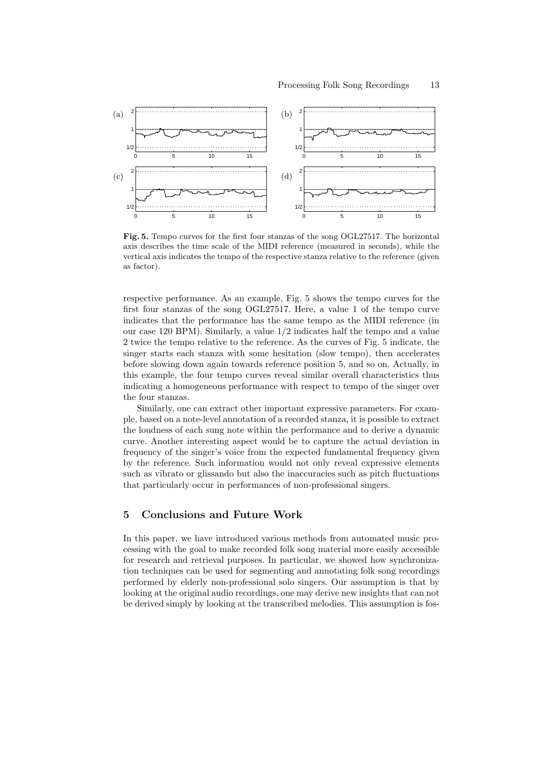**Fig. 5.** Tempo curves for the first four stanzas of the song OGL27517. The horizontal axis describes the time scale of the MIDI reference (measured in seconds), while the vertical axis indicates the tempo of the respective stanza relative to the reference (given as factor).

respective performance. As an example, Fig. 5 shows the tempo curves for the first four stanzas of the song OGL27517. Here, a value 1 of the tempo curve indicates that the performance has the same tempo as the MIDI reference (in our case 120 BPM). Similarly, a value 1/2 indicates half the tempo and a value 2 twice the tempo relative to the reference. As the curves of Fig. 5 indicate, the singer starts each stanza with some hesitation (slow tempo), then accelerates before slowing down again towards reference position 5, and so on. Actually, in this example, the four tempo curves reveal similar overall characteristics thus indicating a homogeneous performance with respect to tempo of the singer over the four stanzas.

Similarly, one can extract other important expressive parameters. For example, based on a note-level annotation of a recorded stanza, it is possible to extract the loudness of each sung note within the performance and to derive a dynamic curve. Another interesting aspect would be to capture the actual deviation in frequency of the singer's voice from the expected fundamental frequency given by the reference. Such information would not only reveal expressive elements such as vibrato or glissando but also the inaccuracies such as pitch fluctuations that particularly occur in performances of non-professional singers.

## 5 Conclusions and Future Work

In this paper, we have introduced various methods from automated music processing with the goal to make recorded folk song material more easily accessible for research and retrieval purposes. In particular, we showed how synchronization techniques can be used for segmenting and annotating folk song recordings performed by elderly non-professional solo singers. Our assumption is that by looking at the original audio recordings, one may derive new insights that can not be derived simply by looking at the transcribed melodies. This assumption is fos-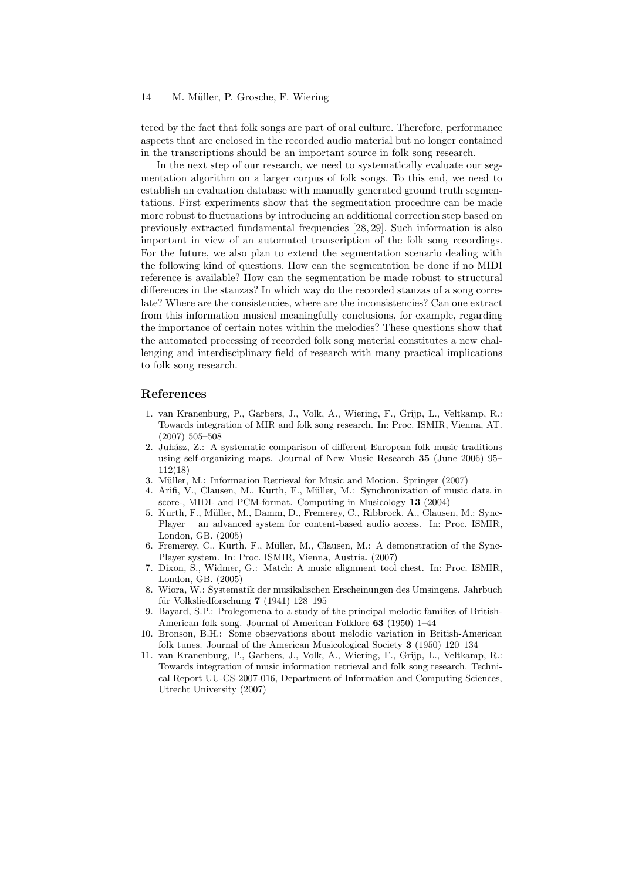tered by the fact that folk songs are part of oral culture. Therefore, performance aspects that are enclosed in the recorded audio material but no longer contained in the transcriptions should be an important source in folk song research.

In the next step of our research, we need to systematically evaluate our segmentation algorithm on a larger corpus of folk songs. To this end, we need to establish an evaluation database with manually generated ground truth segmentations. First experiments show that the segmentation procedure can be made more robust to fluctuations by introducing an additional correction step based on previously extracted fundamental frequencies [28, 29]. Such information is also important in view of an automated transcription of the folk song recordings. For the future, we also plan to extend the segmentation scenario dealing with the following kind of questions. How can the segmentation be done if no MIDI reference is available? How can the segmentation be made robust to structural differences in the stanzas? In which way do the recorded stanzas of a song correlate? Where are the consistencies, where are the inconsistencies? Can one extract from this information musical meaningfully conclusions, for example, regarding the importance of certain notes within the melodies? These questions show that the automated processing of recorded folk song material constitutes a new challenging and interdisciplinary field of research with many practical implications to folk song research.

## References

1. van Kranenburg, P., Garbers, J., Volk, A., Wiering, F., Grijp, L., Veltkamp, R.: Towards integration of MIR and folk song research. In: Proc. ISMIR, Vienna, AT. (2007) 505–508
2. Juhász, Z.: A systematic comparison of different European folk music traditions using self-organizing maps. Journal of New Music Research **35** (June 2006) 95–112(18)
3. Müller, M.: Information Retrieval for Music and Motion. Springer (2007)
4. Arifi, V., Clausen, M., Kurth, F., Müller, M.: Synchronization of music data in score-, MIDI- and PCM-format. Computing in Musicology **13** (2004)
5. Kurth, F., Müller, M., Damm, D., Fremerey, C., Ribbrock, A., Clausen, M.: SyncPlayer – an advanced system for content-based audio access. In: Proc. ISMIR, London, GB. (2005)
6. Fremerey, C., Kurth, F., Müller, M., Clausen, M.: A demonstration of the SyncPlayer system. In: Proc. ISMIR, Vienna, Austria. (2007)
7. Dixon, S., Widmer, G.: Match: A music alignment tool chest. In: Proc. ISMIR, London, GB. (2005)
8. Wiora, W.: Systematik der musikalischen Erscheinungen des Umsingens. Jahrbuch für Volksliedforschung **7** (1941) 128–195
9. Bayard, S.P.: Prolegomena to a study of the principal melodic families of British-American folk song. Journal of American Folklore **63** (1950) 1–44
10. Bronson, B.H.: Some observations about melodic variation in British-American folk tunes. Journal of the American Musicological Society **3** (1950) 120–134
11. van Kranenburg, P., Garbers, J., Volk, A., Wiering, F., Grijp, L., Veltkamp, R.: Towards integration of music information retrieval and folk song research. Technical Report UU-CS-2007-016, Department of Information and Computing Sciences, Utrecht University (2007)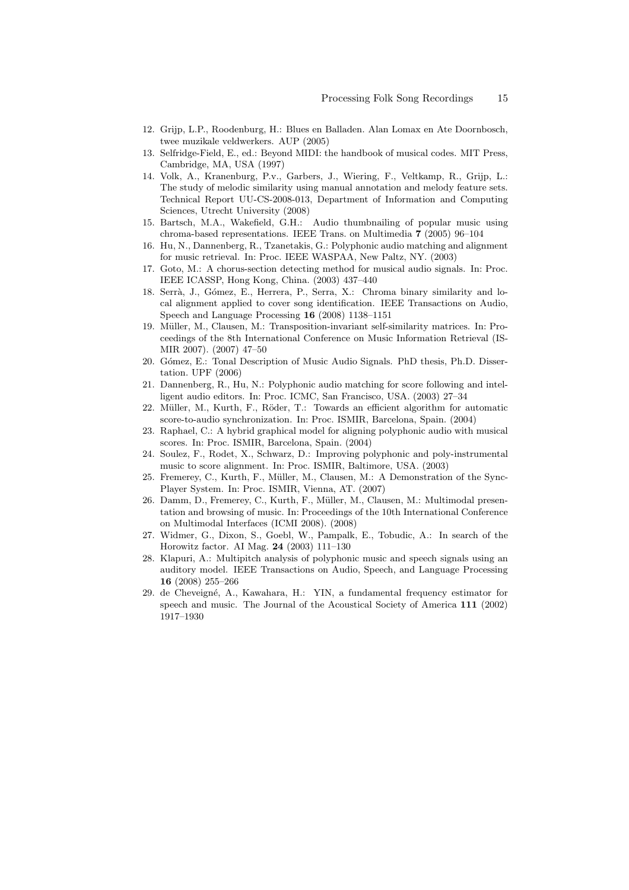12. Grijp, L.P., Roodenburg, H.: Blues en Balladen. Alan Lomax en Ate Doornbosch, twee muzikale veldwerkers. AUP (2005)
13. Selfridge-Field, E., ed.: Beyond MIDI: the handbook of musical codes. MIT Press, Cambridge, MA, USA (1997)
14. Volk, A., Kranenburg, P.v., Garbers, J., Wiering, F., Veltkamp, R., Grijp, L.: The study of melodic similarity using manual annotation and melody feature sets. Technical Report UU-CS-2008-013, Department of Information and Computing Sciences, Utrecht University (2008)
15. Bartsch, M.A., Wakefield, G.H.: Audio thumbnailing of popular music using chroma-based representations. IEEE Trans. on Multimedia **7** (2005) 96–104
16. Hu, N., Dannenberg, R., Tzanetakis, G.: Polyphonic audio matching and alignment for music retrieval. In: Proc. IEEE WASPAA, New Paltz, NY. (2003)
17. Goto, M.: A chorus-section detecting method for musical audio signals. In: Proc. IEEE ICASSP, Hong Kong, China. (2003) 437–440
18. Serrà, J., Gómez, E., Herrera, P., Serra, X.: Chroma binary similarity and local alignment applied to cover song identification. IEEE Transactions on Audio, Speech and Language Processing **16** (2008) 1138–1151
19. Müller, M., Clausen, M.: Transposition-invariant self-similarity matrices. In: Proceedings of the 8th International Conference on Music Information Retrieval (ISMIR 2007). (2007) 47–50
20. Gómez, E.: Tonal Description of Music Audio Signals. PhD thesis, Ph.D. Dissertation. UPF (2006)
21. Dannenberg, R., Hu, N.: Polyphonic audio matching for score following and intelligent audio editors. In: Proc. ICMC, San Francisco, USA. (2003) 27–34
22. Müller, M., Kurth, F., Röder, T.: Towards an efficient algorithm for automatic score-to-audio synchronization. In: Proc. ISMIR, Barcelona, Spain. (2004)
23. Raphael, C.: A hybrid graphical model for aligning polyphonic audio with musical scores. In: Proc. ISMIR, Barcelona, Spain. (2004)
24. Soulez, F., Rodet, X., Schwarz, D.: Improving polyphonic and poly-instrumental music to score alignment. In: Proc. ISMIR, Baltimore, USA. (2003)
25. Fremerey, C., Kurth, F., Müller, M., Clausen, M.: A Demonstration of the SyncPlayer System. In: Proc. ISMIR, Vienna, AT. (2007)
26. Damm, D., Fremerey, C., Kurth, F., Müller, M., Clausen, M.: Multimodal presentation and browsing of music. In: Proceedings of the 10th International Conference on Multimodal Interfaces (ICMI 2008). (2008)
27. Widmer, G., Dixon, S., Goebl, W., Pampalk, E., Tobudic, A.: In search of the Horowitz factor. AI Mag. **24** (2003) 111–130
28. Klapuri, A.: Multipitch analysis of polyphonic music and speech signals using an auditory model. IEEE Transactions on Audio, Speech, and Language Processing **16** (2008) 255–266
29. de Cheveigné, A., Kawahara, H.: YIN, a fundamental frequency estimator for speech and music. The Journal of the Acoustical Society of America **111** (2002) 1917–1930